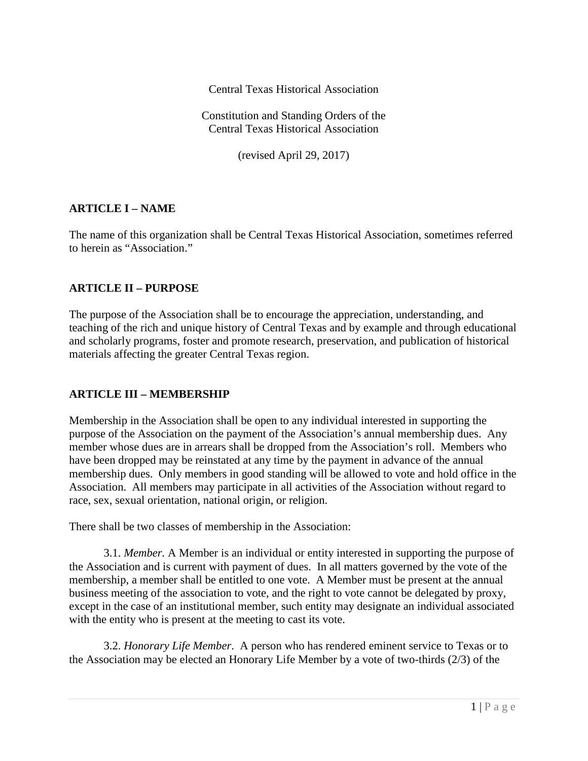Central Texas Historical Association

Constitution and Standing Orders of the
Central Texas Historical Association

(revised April 29, 2017)

## ARTICLE I – NAME

The name of this organization shall be Central Texas Historical Association, sometimes referred to herein as "Association."

## ARTICLE II – PURPOSE

The purpose of the Association shall be to encourage the appreciation, understanding, and teaching of the rich and unique history of Central Texas and by example and through educational and scholarly programs, foster and promote research, preservation, and publication of historical materials affecting the greater Central Texas region.

## ARTICLE III – MEMBERSHIP

Membership in the Association shall be open to any individual interested in supporting the purpose of the Association on the payment of the Association's annual membership dues. Any member whose dues are in arrears shall be dropped from the Association's roll. Members who have been dropped may be reinstated at any time by the payment in advance of the annual membership dues. Only members in good standing will be allowed to vote and hold office in the Association. All members may participate in all activities of the Association without regard to race, sex, sexual orientation, national origin, or religion.

There shall be two classes of membership in the Association:

3.1. *Member.* A Member is an individual or entity interested in supporting the purpose of the Association and is current with payment of dues. In all matters governed by the vote of the membership, a member shall be entitled to one vote. A Member must be present at the annual business meeting of the association to vote, and the right to vote cannot be delegated by proxy, except in the case of an institutional member, such entity may designate an individual associated with the entity who is present at the meeting to cast its vote.

3.2. *Honorary Life Member*. A person who has rendered eminent service to Texas or to the Association may be elected an Honorary Life Member by a vote of two-thirds (2/3) of the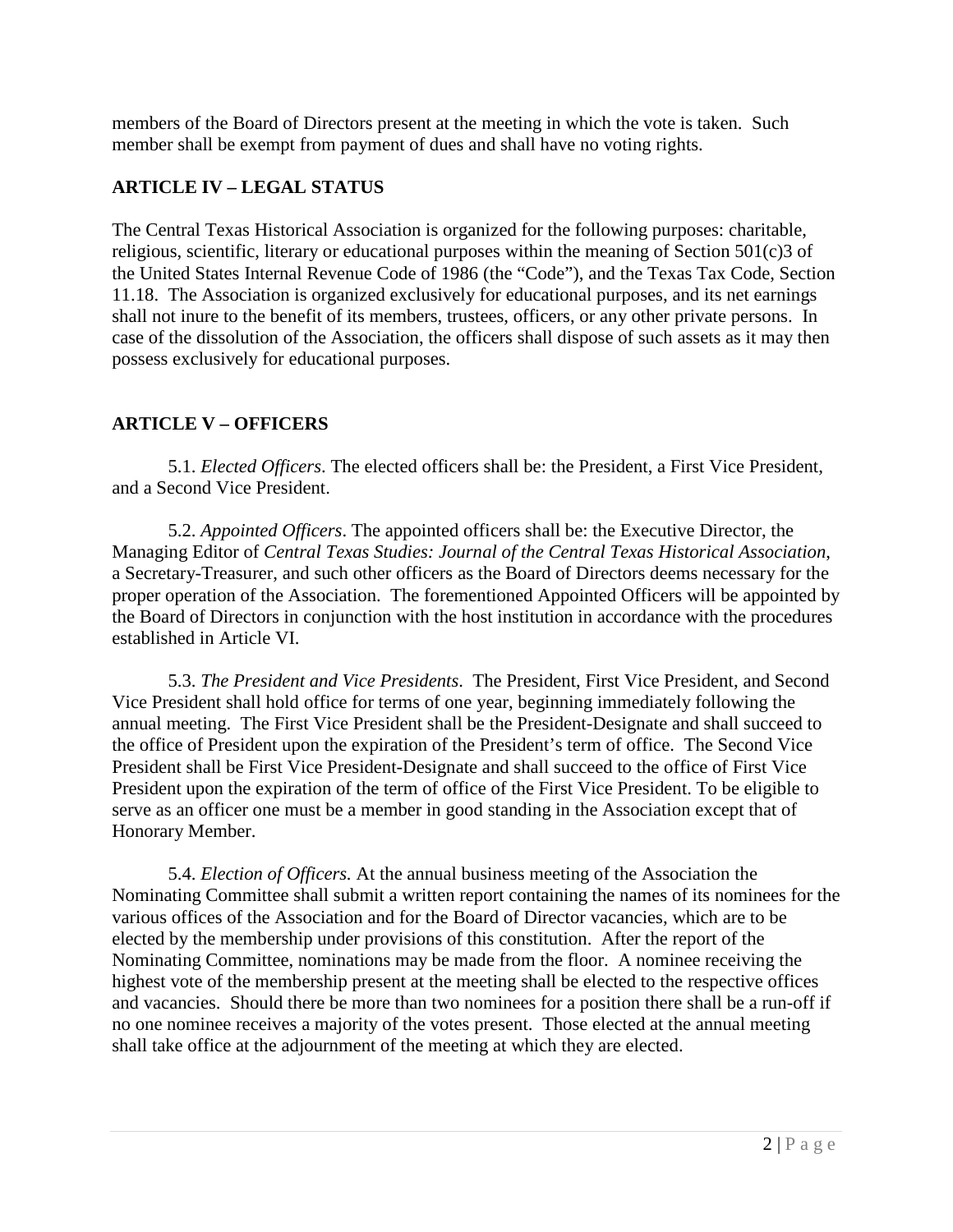members of the Board of Directors present at the meeting in which the vote is taken. Such member shall be exempt from payment of dues and shall have no voting rights.

## ARTICLE IV – LEGAL STATUS

The Central Texas Historical Association is organized for the following purposes: charitable, religious, scientific, literary or educational purposes within the meaning of Section 501(c)3 of the United States Internal Revenue Code of 1986 (the "Code"), and the Texas Tax Code, Section 11.18. The Association is organized exclusively for educational purposes, and its net earnings shall not inure to the benefit of its members, trustees, officers, or any other private persons. In case of the dissolution of the Association, the officers shall dispose of such assets as it may then possess exclusively for educational purposes.

## ARTICLE V – OFFICERS

5.1. *Elected Officers*. The elected officers shall be: the President, a First Vice President, and a Second Vice President.

5.2. *Appointed Officers*. The appointed officers shall be: the Executive Director, the Managing Editor of *Central Texas Studies: Journal of the Central Texas Historical Association*, a Secretary-Treasurer, and such other officers as the Board of Directors deems necessary for the proper operation of the Association. The forementioned Appointed Officers will be appointed by the Board of Directors in conjunction with the host institution in accordance with the procedures established in Article VI.

5.3. *The President and Vice Presidents*. The President, First Vice President, and Second Vice President shall hold office for terms of one year, beginning immediately following the annual meeting. The First Vice President shall be the President-Designate and shall succeed to the office of President upon the expiration of the President's term of office. The Second Vice President shall be First Vice President-Designate and shall succeed to the office of First Vice President upon the expiration of the term of office of the First Vice President. To be eligible to serve as an officer one must be a member in good standing in the Association except that of Honorary Member.

5.4. *Election of Officers.* At the annual business meeting of the Association the Nominating Committee shall submit a written report containing the names of its nominees for the various offices of the Association and for the Board of Director vacancies, which are to be elected by the membership under provisions of this constitution. After the report of the Nominating Committee, nominations may be made from the floor. A nominee receiving the highest vote of the membership present at the meeting shall be elected to the respective offices and vacancies. Should there be more than two nominees for a position there shall be a run-off if no one nominee receives a majority of the votes present. Those elected at the annual meeting shall take office at the adjournment of the meeting at which they are elected.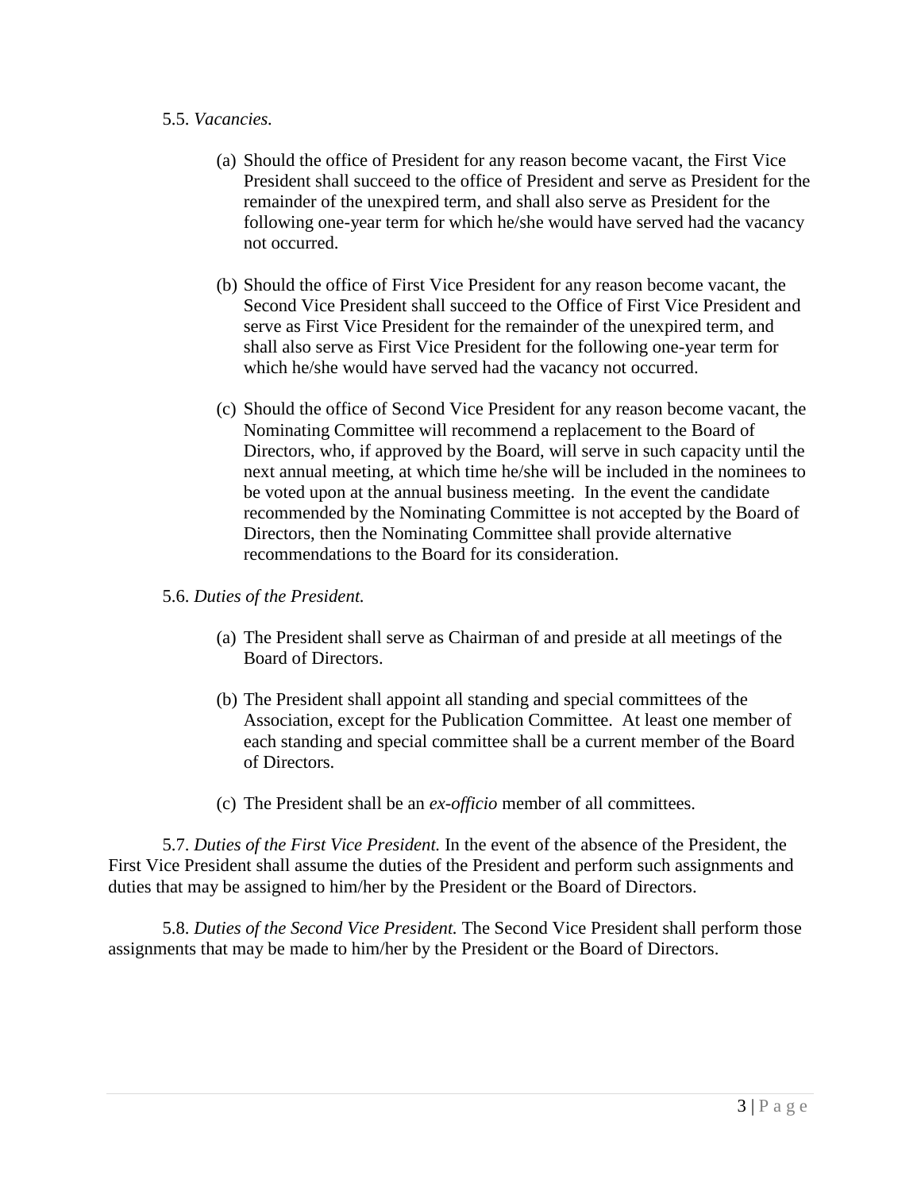5.5. *Vacancies.*

(a) Should the office of President for any reason become vacant, the First Vice President shall succeed to the office of President and serve as President for the remainder of the unexpired term, and shall also serve as President for the following one-year term for which he/she would have served had the vacancy not occurred.

(b) Should the office of First Vice President for any reason become vacant, the Second Vice President shall succeed to the Office of First Vice President and serve as First Vice President for the remainder of the unexpired term, and shall also serve as First Vice President for the following one-year term for which he/she would have served had the vacancy not occurred.

(c) Should the office of Second Vice President for any reason become vacant, the Nominating Committee will recommend a replacement to the Board of Directors, who, if approved by the Board, will serve in such capacity until the next annual meeting, at which time he/she will be included in the nominees to be voted upon at the annual business meeting. In the event the candidate recommended by the Nominating Committee is not accepted by the Board of Directors, then the Nominating Committee shall provide alternative recommendations to the Board for its consideration.

5.6. *Duties of the President.*

(a) The President shall serve as Chairman of and preside at all meetings of the Board of Directors.

(b) The President shall appoint all standing and special committees of the Association, except for the Publication Committee. At least one member of each standing and special committee shall be a current member of the Board of Directors.

(c) The President shall be an *ex-officio* member of all committees.

5.7. *Duties of the First Vice President.* In the event of the absence of the President, the First Vice President shall assume the duties of the President and perform such assignments and duties that may be assigned to him/her by the President or the Board of Directors.

5.8. *Duties of the Second Vice President.* The Second Vice President shall perform those assignments that may be made to him/her by the President or the Board of Directors.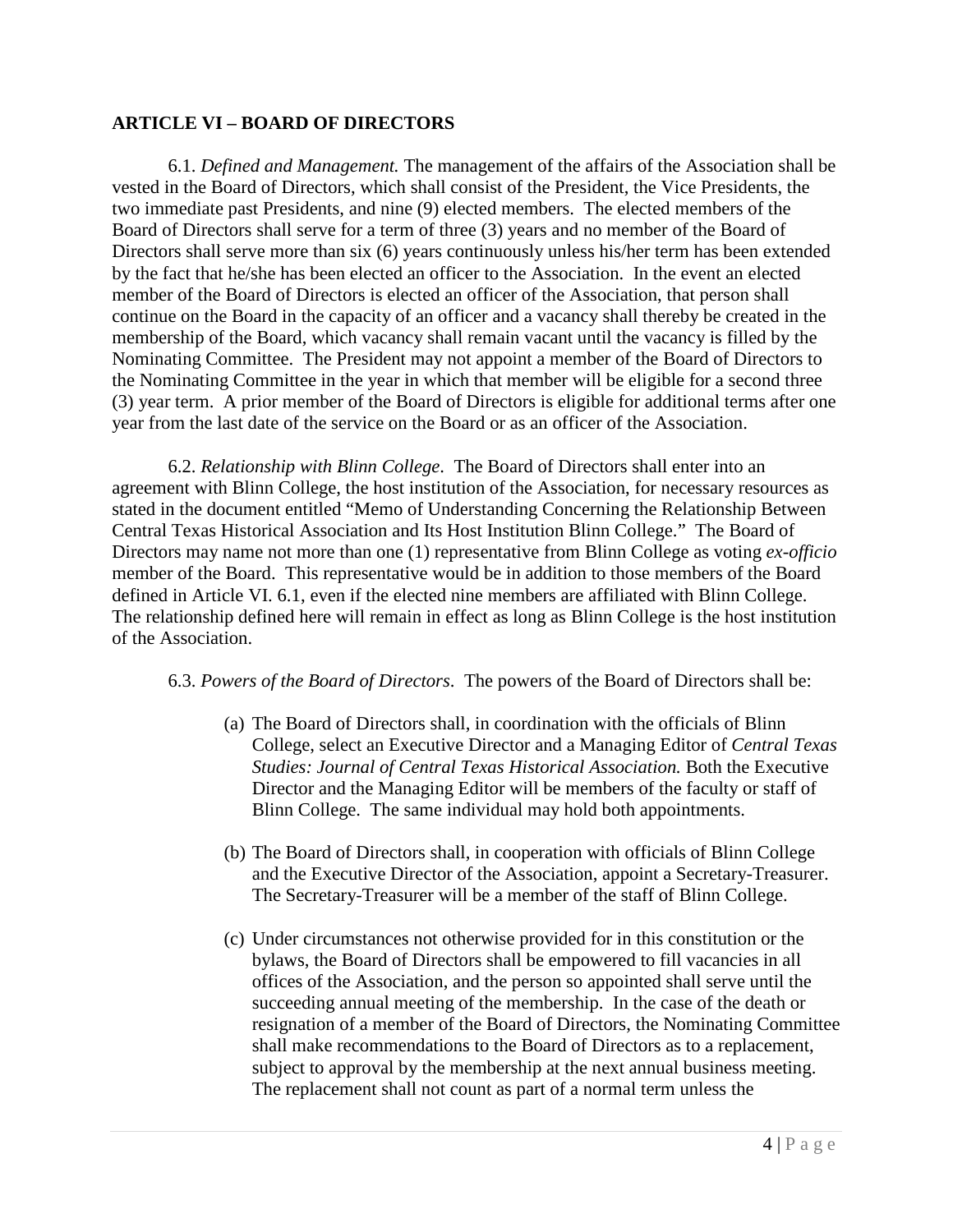## ARTICLE VI – BOARD OF DIRECTORS

6.1. *Defined and Management.* The management of the affairs of the Association shall be vested in the Board of Directors, which shall consist of the President, the Vice Presidents, the two immediate past Presidents, and nine (9) elected members. The elected members of the Board of Directors shall serve for a term of three (3) years and no member of the Board of Directors shall serve more than six (6) years continuously unless his/her term has been extended by the fact that he/she has been elected an officer to the Association. In the event an elected member of the Board of Directors is elected an officer of the Association, that person shall continue on the Board in the capacity of an officer and a vacancy shall thereby be created in the membership of the Board, which vacancy shall remain vacant until the vacancy is filled by the Nominating Committee. The President may not appoint a member of the Board of Directors to the Nominating Committee in the year in which that member will be eligible for a second three (3) year term. A prior member of the Board of Directors is eligible for additional terms after one year from the last date of the service on the Board or as an officer of the Association.

6.2. *Relationship with Blinn College*. The Board of Directors shall enter into an agreement with Blinn College, the host institution of the Association, for necessary resources as stated in the document entitled "Memo of Understanding Concerning the Relationship Between Central Texas Historical Association and Its Host Institution Blinn College." The Board of Directors may name not more than one (1) representative from Blinn College as voting *ex-officio* member of the Board. This representative would be in addition to those members of the Board defined in Article VI. 6.1, even if the elected nine members are affiliated with Blinn College. The relationship defined here will remain in effect as long as Blinn College is the host institution of the Association.

6.3. *Powers of the Board of Directors*. The powers of the Board of Directors shall be:

(a) The Board of Directors shall, in coordination with the officials of Blinn College, select an Executive Director and a Managing Editor of *Central Texas Studies: Journal of Central Texas Historical Association.* Both the Executive Director and the Managing Editor will be members of the faculty or staff of Blinn College. The same individual may hold both appointments.

(b) The Board of Directors shall, in cooperation with officials of Blinn College and the Executive Director of the Association, appoint a Secretary-Treasurer. The Secretary-Treasurer will be a member of the staff of Blinn College.

(c) Under circumstances not otherwise provided for in this constitution or the bylaws, the Board of Directors shall be empowered to fill vacancies in all offices of the Association, and the person so appointed shall serve until the succeeding annual meeting of the membership. In the case of the death or resignation of a member of the Board of Directors, the Nominating Committee shall make recommendations to the Board of Directors as to a replacement, subject to approval by the membership at the next annual business meeting. The replacement shall not count as part of a normal term unless the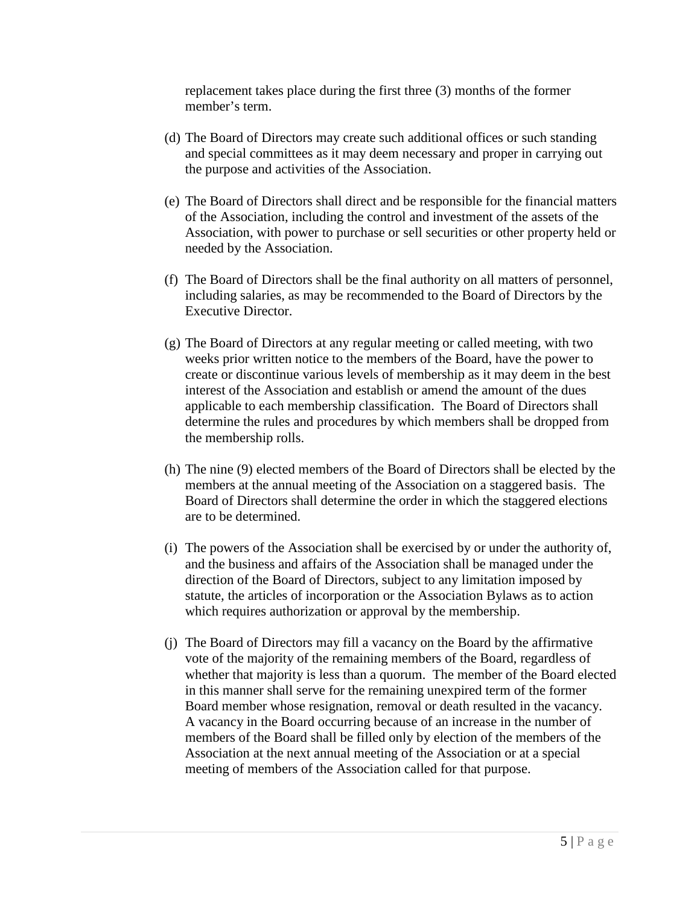replacement takes place during the first three (3) months of the former member's term.

(d) The Board of Directors may create such additional offices or such standing and special committees as it may deem necessary and proper in carrying out the purpose and activities of the Association.

(e) The Board of Directors shall direct and be responsible for the financial matters of the Association, including the control and investment of the assets of the Association, with power to purchase or sell securities or other property held or needed by the Association.

(f) The Board of Directors shall be the final authority on all matters of personnel, including salaries, as may be recommended to the Board of Directors by the Executive Director.

(g) The Board of Directors at any regular meeting or called meeting, with two weeks prior written notice to the members of the Board, have the power to create or discontinue various levels of membership as it may deem in the best interest of the Association and establish or amend the amount of the dues applicable to each membership classification. The Board of Directors shall determine the rules and procedures by which members shall be dropped from the membership rolls.

(h) The nine (9) elected members of the Board of Directors shall be elected by the members at the annual meeting of the Association on a staggered basis. The Board of Directors shall determine the order in which the staggered elections are to be determined.

(i) The powers of the Association shall be exercised by or under the authority of, and the business and affairs of the Association shall be managed under the direction of the Board of Directors, subject to any limitation imposed by statute, the articles of incorporation or the Association Bylaws as to action which requires authorization or approval by the membership.

(j) The Board of Directors may fill a vacancy on the Board by the affirmative vote of the majority of the remaining members of the Board, regardless of whether that majority is less than a quorum. The member of the Board elected in this manner shall serve for the remaining unexpired term of the former Board member whose resignation, removal or death resulted in the vacancy. A vacancy in the Board occurring because of an increase in the number of members of the Board shall be filled only by election of the members of the Association at the next annual meeting of the Association or at a special meeting of members of the Association called for that purpose.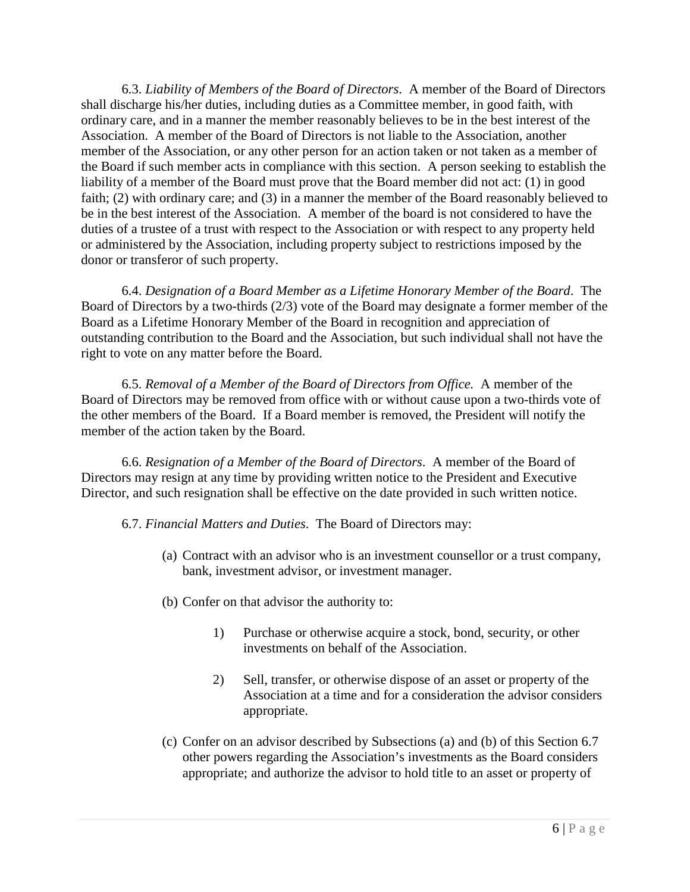6.3. *Liability of Members of the Board of Directors*. A member of the Board of Directors shall discharge his/her duties, including duties as a Committee member, in good faith, with ordinary care, and in a manner the member reasonably believes to be in the best interest of the Association. A member of the Board of Directors is not liable to the Association, another member of the Association, or any other person for an action taken or not taken as a member of the Board if such member acts in compliance with this section. A person seeking to establish the liability of a member of the Board must prove that the Board member did not act: (1) in good faith; (2) with ordinary care; and (3) in a manner the member of the Board reasonably believed to be in the best interest of the Association. A member of the board is not considered to have the duties of a trustee of a trust with respect to the Association or with respect to any property held or administered by the Association, including property subject to restrictions imposed by the donor or transferor of such property.

6.4. *Designation of a Board Member as a Lifetime Honorary Member of the Board*. The Board of Directors by a two-thirds (2/3) vote of the Board may designate a former member of the Board as a Lifetime Honorary Member of the Board in recognition and appreciation of outstanding contribution to the Board and the Association, but such individual shall not have the right to vote on any matter before the Board.

6.5. *Removal of a Member of the Board of Directors from Office.* A member of the Board of Directors may be removed from office with or without cause upon a two-thirds vote of the other members of the Board. If a Board member is removed, the President will notify the member of the action taken by the Board.

6.6. *Resignation of a Member of the Board of Directors*. A member of the Board of Directors may resign at any time by providing written notice to the President and Executive Director, and such resignation shall be effective on the date provided in such written notice.

6.7. *Financial Matters and Duties*. The Board of Directors may:

(a) Contract with an advisor who is an investment counsellor or a trust company, bank, investment advisor, or investment manager.

(b) Confer on that advisor the authority to:

1) Purchase or otherwise acquire a stock, bond, security, or other investments on behalf of the Association.

2) Sell, transfer, or otherwise dispose of an asset or property of the Association at a time and for a consideration the advisor considers appropriate.

(c) Confer on an advisor described by Subsections (a) and (b) of this Section 6.7 other powers regarding the Association's investments as the Board considers appropriate; and authorize the advisor to hold title to an asset or property of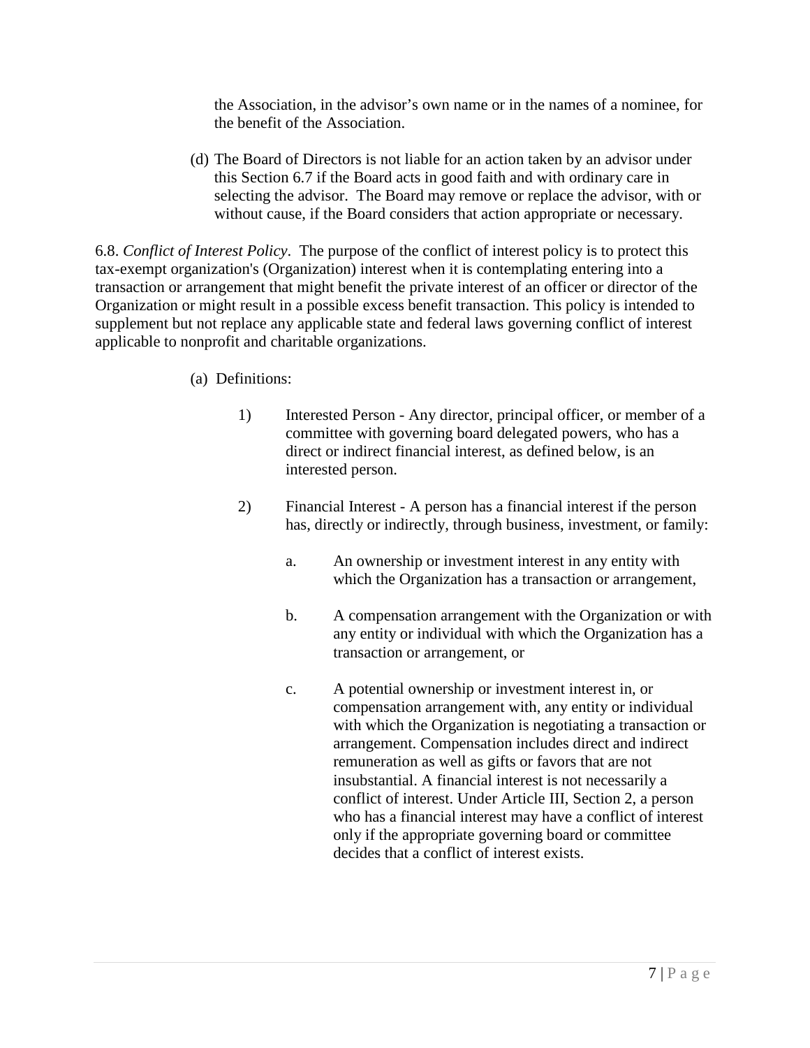the Association, in the advisor's own name or in the names of a nominee, for the benefit of the Association.

(d) The Board of Directors is not liable for an action taken by an advisor under this Section 6.7 if the Board acts in good faith and with ordinary care in selecting the advisor. The Board may remove or replace the advisor, with or without cause, if the Board considers that action appropriate or necessary.

6.8. *Conflict of Interest Policy*. The purpose of the conflict of interest policy is to protect this tax-exempt organization's (Organization) interest when it is contemplating entering into a transaction or arrangement that might benefit the private interest of an officer or director of the Organization or might result in a possible excess benefit transaction. This policy is intended to supplement but not replace any applicable state and federal laws governing conflict of interest applicable to nonprofit and charitable organizations.

(a) Definitions:

1) Interested Person - Any director, principal officer, or member of a committee with governing board delegated powers, who has a direct or indirect financial interest, as defined below, is an interested person.

2) Financial Interest - A person has a financial interest if the person has, directly or indirectly, through business, investment, or family:

a. An ownership or investment interest in any entity with which the Organization has a transaction or arrangement,

b. A compensation arrangement with the Organization or with any entity or individual with which the Organization has a transaction or arrangement, or

c. A potential ownership or investment interest in, or compensation arrangement with, any entity or individual with which the Organization is negotiating a transaction or arrangement. Compensation includes direct and indirect remuneration as well as gifts or favors that are not insubstantial. A financial interest is not necessarily a conflict of interest. Under Article III, Section 2, a person who has a financial interest may have a conflict of interest only if the appropriate governing board or committee decides that a conflict of interest exists.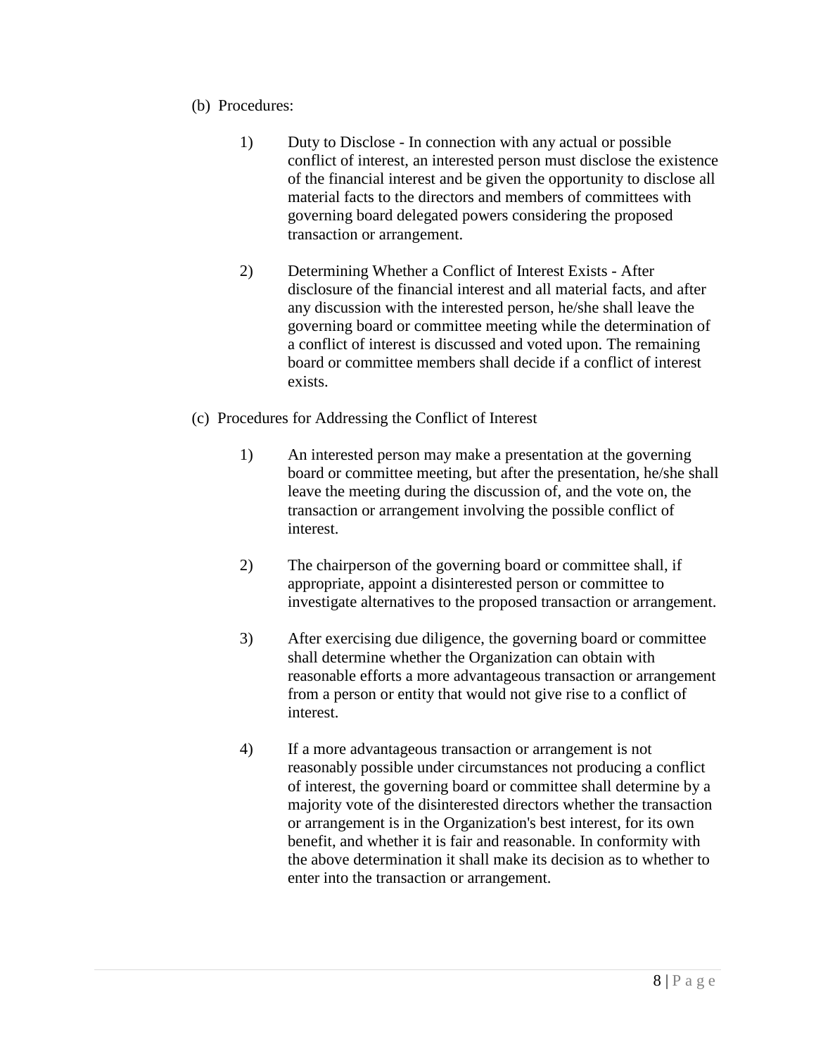(b) Procedures:

1) Duty to Disclose - In connection with any actual or possible conflict of interest, an interested person must disclose the existence of the financial interest and be given the opportunity to disclose all material facts to the directors and members of committees with governing board delegated powers considering the proposed transaction or arrangement.

2) Determining Whether a Conflict of Interest Exists - After disclosure of the financial interest and all material facts, and after any discussion with the interested person, he/she shall leave the governing board or committee meeting while the determination of a conflict of interest is discussed and voted upon. The remaining board or committee members shall decide if a conflict of interest exists.

(c) Procedures for Addressing the Conflict of Interest

1) An interested person may make a presentation at the governing board or committee meeting, but after the presentation, he/she shall leave the meeting during the discussion of, and the vote on, the transaction or arrangement involving the possible conflict of interest.

2) The chairperson of the governing board or committee shall, if appropriate, appoint a disinterested person or committee to investigate alternatives to the proposed transaction or arrangement.

3) After exercising due diligence, the governing board or committee shall determine whether the Organization can obtain with reasonable efforts a more advantageous transaction or arrangement from a person or entity that would not give rise to a conflict of interest.

4) If a more advantageous transaction or arrangement is not reasonably possible under circumstances not producing a conflict of interest, the governing board or committee shall determine by a majority vote of the disinterested directors whether the transaction or arrangement is in the Organization's best interest, for its own benefit, and whether it is fair and reasonable. In conformity with the above determination it shall make its decision as to whether to enter into the transaction or arrangement.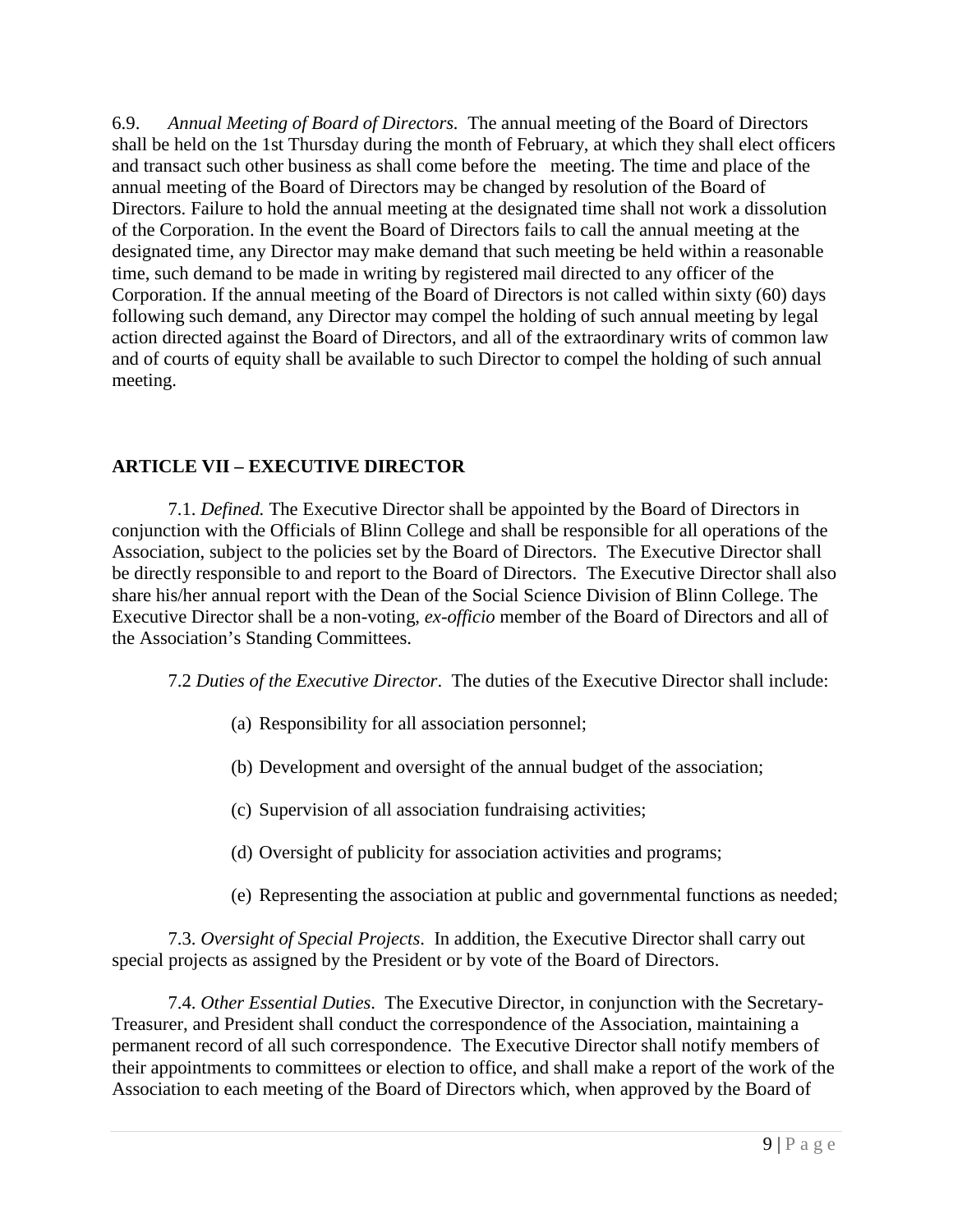6.9. *Annual Meeting of Board of Directors.* The annual meeting of the Board of Directors shall be held on the 1st Thursday during the month of February, at which they shall elect officers and transact such other business as shall come before the meeting. The time and place of the annual meeting of the Board of Directors may be changed by resolution of the Board of Directors. Failure to hold the annual meeting at the designated time shall not work a dissolution of the Corporation. In the event the Board of Directors fails to call the annual meeting at the designated time, any Director may make demand that such meeting be held within a reasonable time, such demand to be made in writing by registered mail directed to any officer of the Corporation. If the annual meeting of the Board of Directors is not called within sixty (60) days following such demand, any Director may compel the holding of such annual meeting by legal action directed against the Board of Directors, and all of the extraordinary writs of common law and of courts of equity shall be available to such Director to compel the holding of such annual meeting.

## ARTICLE VII – EXECUTIVE DIRECTOR

7.1. *Defined.* The Executive Director shall be appointed by the Board of Directors in conjunction with the Officials of Blinn College and shall be responsible for all operations of the Association, subject to the policies set by the Board of Directors. The Executive Director shall be directly responsible to and report to the Board of Directors. The Executive Director shall also share his/her annual report with the Dean of the Social Science Division of Blinn College. The Executive Director shall be a non-voting, *ex-officio* member of the Board of Directors and all of the Association's Standing Committees.

7.2 *Duties of the Executive Director*. The duties of the Executive Director shall include:

(a) Responsibility for all association personnel;

(b) Development and oversight of the annual budget of the association;

(c) Supervision of all association fundraising activities;

(d) Oversight of publicity for association activities and programs;

(e) Representing the association at public and governmental functions as needed;

7.3. *Oversight of Special Projects*. In addition, the Executive Director shall carry out special projects as assigned by the President or by vote of the Board of Directors.

7.4. *Other Essential Duties*. The Executive Director, in conjunction with the Secretary-Treasurer, and President shall conduct the correspondence of the Association, maintaining a permanent record of all such correspondence. The Executive Director shall notify members of their appointments to committees or election to office, and shall make a report of the work of the Association to each meeting of the Board of Directors which, when approved by the Board of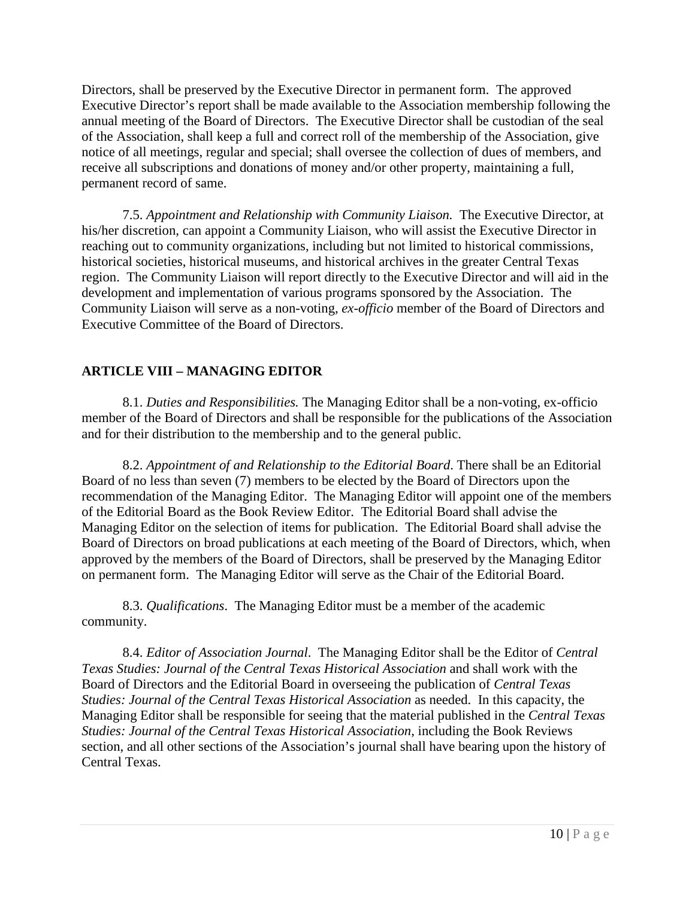Directors, shall be preserved by the Executive Director in permanent form. The approved Executive Director's report shall be made available to the Association membership following the annual meeting of the Board of Directors. The Executive Director shall be custodian of the seal of the Association, shall keep a full and correct roll of the membership of the Association, give notice of all meetings, regular and special; shall oversee the collection of dues of members, and receive all subscriptions and donations of money and/or other property, maintaining a full, permanent record of same.

7.5. *Appointment and Relationship with Community Liaison.* The Executive Director, at his/her discretion, can appoint a Community Liaison, who will assist the Executive Director in reaching out to community organizations, including but not limited to historical commissions, historical societies, historical museums, and historical archives in the greater Central Texas region. The Community Liaison will report directly to the Executive Director and will aid in the development and implementation of various programs sponsored by the Association. The Community Liaison will serve as a non-voting, *ex-officio* member of the Board of Directors and Executive Committee of the Board of Directors.

## ARTICLE VIII – MANAGING EDITOR

8.1. *Duties and Responsibilities.* The Managing Editor shall be a non-voting, ex-officio member of the Board of Directors and shall be responsible for the publications of the Association and for their distribution to the membership and to the general public.

8.2. *Appointment of and Relationship to the Editorial Board*. There shall be an Editorial Board of no less than seven (7) members to be elected by the Board of Directors upon the recommendation of the Managing Editor. The Managing Editor will appoint one of the members of the Editorial Board as the Book Review Editor. The Editorial Board shall advise the Managing Editor on the selection of items for publication. The Editorial Board shall advise the Board of Directors on broad publications at each meeting of the Board of Directors, which, when approved by the members of the Board of Directors, shall be preserved by the Managing Editor on permanent form. The Managing Editor will serve as the Chair of the Editorial Board.

8.3. *Qualifications*. The Managing Editor must be a member of the academic community.

8.4. *Editor of Association Journal*. The Managing Editor shall be the Editor of *Central Texas Studies: Journal of the Central Texas Historical Association* and shall work with the Board of Directors and the Editorial Board in overseeing the publication of *Central Texas Studies: Journal of the Central Texas Historical Association* as needed. In this capacity, the Managing Editor shall be responsible for seeing that the material published in the *Central Texas Studies: Journal of the Central Texas Historical Association*, including the Book Reviews section, and all other sections of the Association's journal shall have bearing upon the history of Central Texas.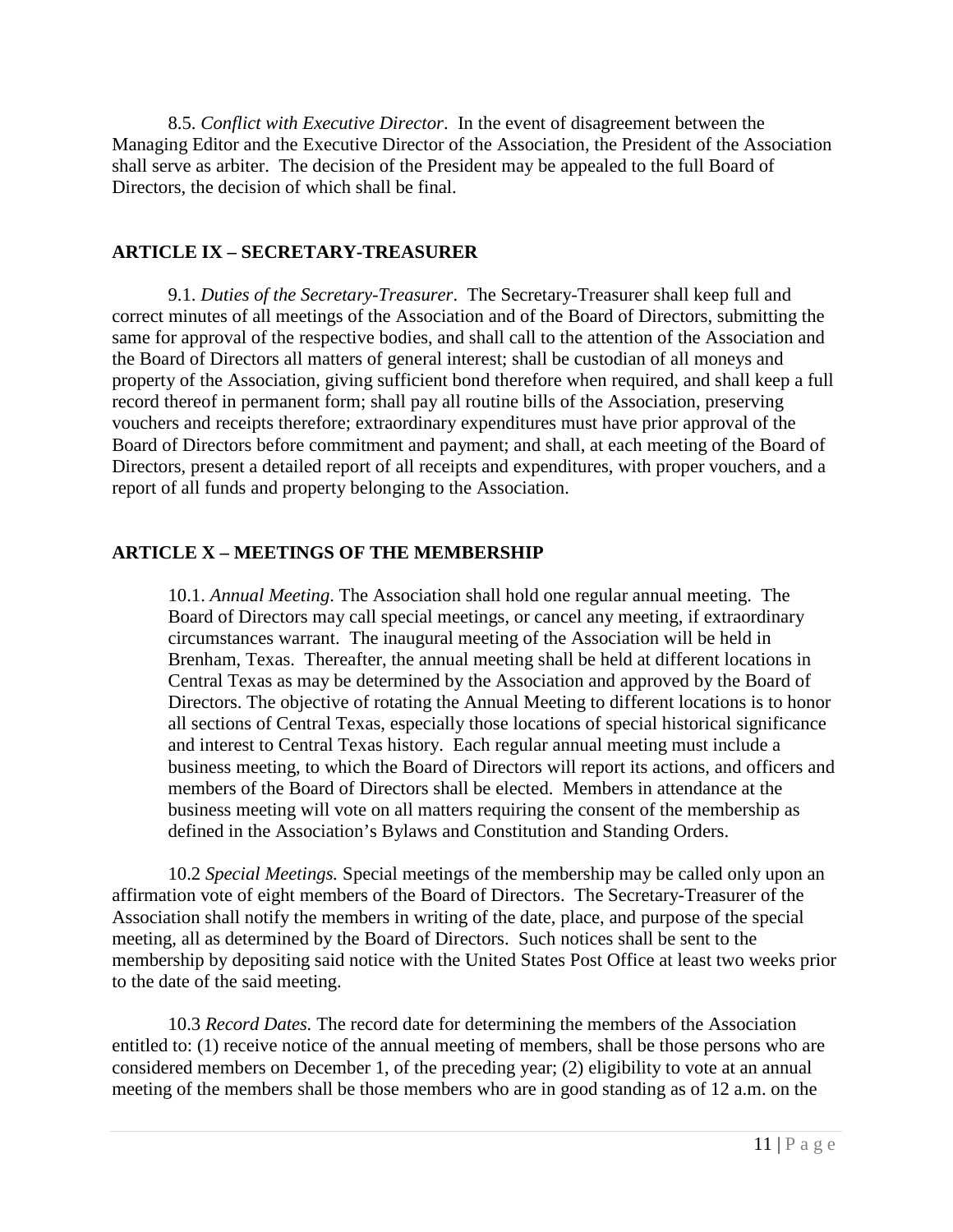8.5. *Conflict with Executive Director*. In the event of disagreement between the Managing Editor and the Executive Director of the Association, the President of the Association shall serve as arbiter. The decision of the President may be appealed to the full Board of Directors, the decision of which shall be final.

## ARTICLE IX – SECRETARY-TREASURER

9.1. *Duties of the Secretary-Treasurer*. The Secretary-Treasurer shall keep full and correct minutes of all meetings of the Association and of the Board of Directors, submitting the same for approval of the respective bodies, and shall call to the attention of the Association and the Board of Directors all matters of general interest; shall be custodian of all moneys and property of the Association, giving sufficient bond therefore when required, and shall keep a full record thereof in permanent form; shall pay all routine bills of the Association, preserving vouchers and receipts therefore; extraordinary expenditures must have prior approval of the Board of Directors before commitment and payment; and shall, at each meeting of the Board of Directors, present a detailed report of all receipts and expenditures, with proper vouchers, and a report of all funds and property belonging to the Association.

## ARTICLE X – MEETINGS OF THE MEMBERSHIP

10.1. *Annual Meeting*. The Association shall hold one regular annual meeting. The Board of Directors may call special meetings, or cancel any meeting, if extraordinary circumstances warrant. The inaugural meeting of the Association will be held in Brenham, Texas. Thereafter, the annual meeting shall be held at different locations in Central Texas as may be determined by the Association and approved by the Board of Directors. The objective of rotating the Annual Meeting to different locations is to honor all sections of Central Texas, especially those locations of special historical significance and interest to Central Texas history. Each regular annual meeting must include a business meeting, to which the Board of Directors will report its actions, and officers and members of the Board of Directors shall be elected. Members in attendance at the business meeting will vote on all matters requiring the consent of the membership as defined in the Association's Bylaws and Constitution and Standing Orders.

10.2 *Special Meetings.* Special meetings of the membership may be called only upon an affirmation vote of eight members of the Board of Directors. The Secretary-Treasurer of the Association shall notify the members in writing of the date, place, and purpose of the special meeting, all as determined by the Board of Directors. Such notices shall be sent to the membership by depositing said notice with the United States Post Office at least two weeks prior to the date of the said meeting.

10.3 *Record Dates.* The record date for determining the members of the Association entitled to: (1) receive notice of the annual meeting of members, shall be those persons who are considered members on December 1, of the preceding year; (2) eligibility to vote at an annual meeting of the members shall be those members who are in good standing as of 12 a.m. on the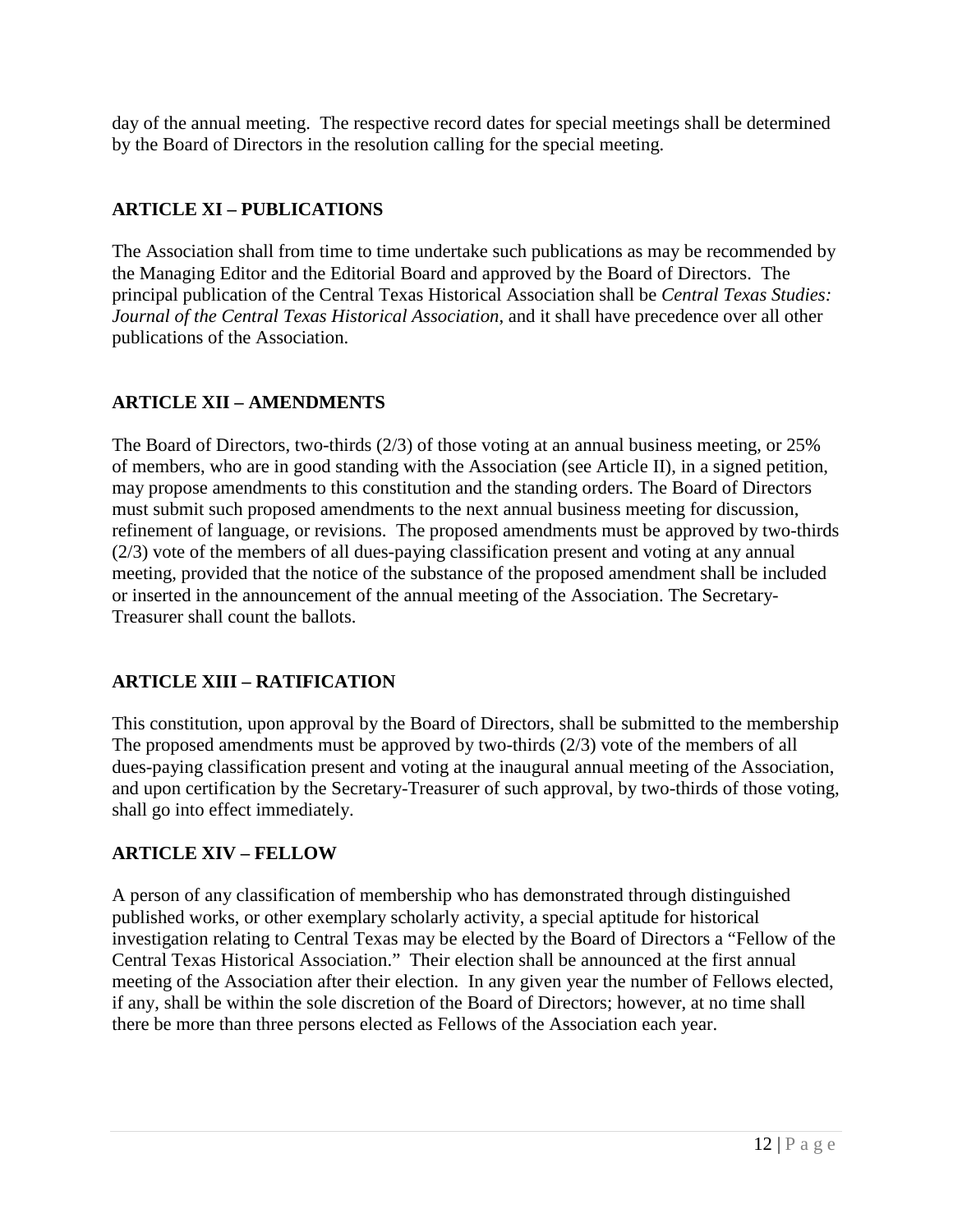day of the annual meeting. The respective record dates for special meetings shall be determined by the Board of Directors in the resolution calling for the special meeting.

## ARTICLE XI – PUBLICATIONS

The Association shall from time to time undertake such publications as may be recommended by the Managing Editor and the Editorial Board and approved by the Board of Directors. The principal publication of the Central Texas Historical Association shall be *Central Texas Studies: Journal of the Central Texas Historical Association*, and it shall have precedence over all other publications of the Association.

## ARTICLE XII – AMENDMENTS

The Board of Directors, two-thirds (2/3) of those voting at an annual business meeting, or 25% of members, who are in good standing with the Association (see Article II), in a signed petition, may propose amendments to this constitution and the standing orders. The Board of Directors must submit such proposed amendments to the next annual business meeting for discussion, refinement of language, or revisions. The proposed amendments must be approved by two-thirds (2/3) vote of the members of all dues-paying classification present and voting at any annual meeting, provided that the notice of the substance of the proposed amendment shall be included or inserted in the announcement of the annual meeting of the Association. The Secretary-Treasurer shall count the ballots.

## ARTICLE XIII – RATIFICATION

This constitution, upon approval by the Board of Directors, shall be submitted to the membership The proposed amendments must be approved by two-thirds (2/3) vote of the members of all dues-paying classification present and voting at the inaugural annual meeting of the Association, and upon certification by the Secretary-Treasurer of such approval, by two-thirds of those voting, shall go into effect immediately.

## ARTICLE XIV – FELLOW

A person of any classification of membership who has demonstrated through distinguished published works, or other exemplary scholarly activity, a special aptitude for historical investigation relating to Central Texas may be elected by the Board of Directors a "Fellow of the Central Texas Historical Association." Their election shall be announced at the first annual meeting of the Association after their election. In any given year the number of Fellows elected, if any, shall be within the sole discretion of the Board of Directors; however, at no time shall there be more than three persons elected as Fellows of the Association each year.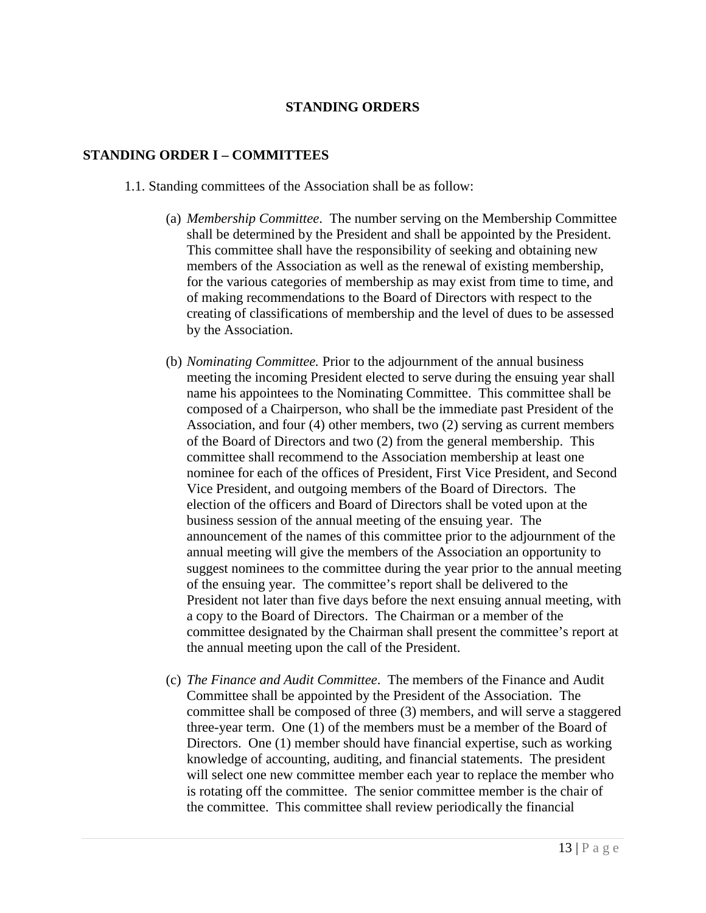## STANDING ORDERS

### STANDING ORDER I – COMMITTEES

1.1. Standing committees of the Association shall be as follow:

(a) *Membership Committee*. The number serving on the Membership Committee shall be determined by the President and shall be appointed by the President. This committee shall have the responsibility of seeking and obtaining new members of the Association as well as the renewal of existing membership, for the various categories of membership as may exist from time to time, and of making recommendations to the Board of Directors with respect to the creating of classifications of membership and the level of dues to be assessed by the Association.

(b) *Nominating Committee.* Prior to the adjournment of the annual business meeting the incoming President elected to serve during the ensuing year shall name his appointees to the Nominating Committee. This committee shall be composed of a Chairperson, who shall be the immediate past President of the Association, and four (4) other members, two (2) serving as current members of the Board of Directors and two (2) from the general membership. This committee shall recommend to the Association membership at least one nominee for each of the offices of President, First Vice President, and Second Vice President, and outgoing members of the Board of Directors. The election of the officers and Board of Directors shall be voted upon at the business session of the annual meeting of the ensuing year. The announcement of the names of this committee prior to the adjournment of the annual meeting will give the members of the Association an opportunity to suggest nominees to the committee during the year prior to the annual meeting of the ensuing year. The committee's report shall be delivered to the President not later than five days before the next ensuing annual meeting, with a copy to the Board of Directors. The Chairman or a member of the committee designated by the Chairman shall present the committee's report at the annual meeting upon the call of the President.

(c) *The Finance and Audit Committee*. The members of the Finance and Audit Committee shall be appointed by the President of the Association. The committee shall be composed of three (3) members, and will serve a staggered three-year term. One (1) of the members must be a member of the Board of Directors. One (1) member should have financial expertise, such as working knowledge of accounting, auditing, and financial statements. The president will select one new committee member each year to replace the member who is rotating off the committee. The senior committee member is the chair of the committee. This committee shall review periodically the financial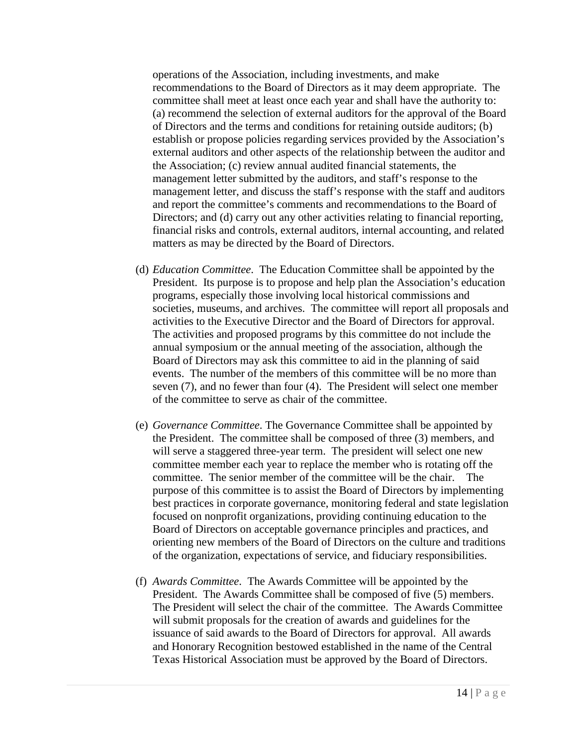operations of the Association, including investments, and make recommendations to the Board of Directors as it may deem appropriate. The committee shall meet at least once each year and shall have the authority to: (a) recommend the selection of external auditors for the approval of the Board of Directors and the terms and conditions for retaining outside auditors; (b) establish or propose policies regarding services provided by the Association's external auditors and other aspects of the relationship between the auditor and the Association; (c) review annual audited financial statements, the management letter submitted by the auditors, and staff's response to the management letter, and discuss the staff's response with the staff and auditors and report the committee's comments and recommendations to the Board of Directors; and (d) carry out any other activities relating to financial reporting, financial risks and controls, external auditors, internal accounting, and related matters as may be directed by the Board of Directors.

(d) *Education Committee*. The Education Committee shall be appointed by the President. Its purpose is to propose and help plan the Association's education programs, especially those involving local historical commissions and societies, museums, and archives. The committee will report all proposals and activities to the Executive Director and the Board of Directors for approval. The activities and proposed programs by this committee do not include the annual symposium or the annual meeting of the association, although the Board of Directors may ask this committee to aid in the planning of said events. The number of the members of this committee will be no more than seven (7), and no fewer than four (4). The President will select one member of the committee to serve as chair of the committee.

(e) *Governance Committee*. The Governance Committee shall be appointed by the President. The committee shall be composed of three (3) members, and will serve a staggered three-year term. The president will select one new committee member each year to replace the member who is rotating off the committee. The senior member of the committee will be the chair. The purpose of this committee is to assist the Board of Directors by implementing best practices in corporate governance, monitoring federal and state legislation focused on nonprofit organizations, providing continuing education to the Board of Directors on acceptable governance principles and practices, and orienting new members of the Board of Directors on the culture and traditions of the organization, expectations of service, and fiduciary responsibilities.

(f) *Awards Committee*. The Awards Committee will be appointed by the President. The Awards Committee shall be composed of five (5) members. The President will select the chair of the committee. The Awards Committee will submit proposals for the creation of awards and guidelines for the issuance of said awards to the Board of Directors for approval. All awards and Honorary Recognition bestowed established in the name of the Central Texas Historical Association must be approved by the Board of Directors.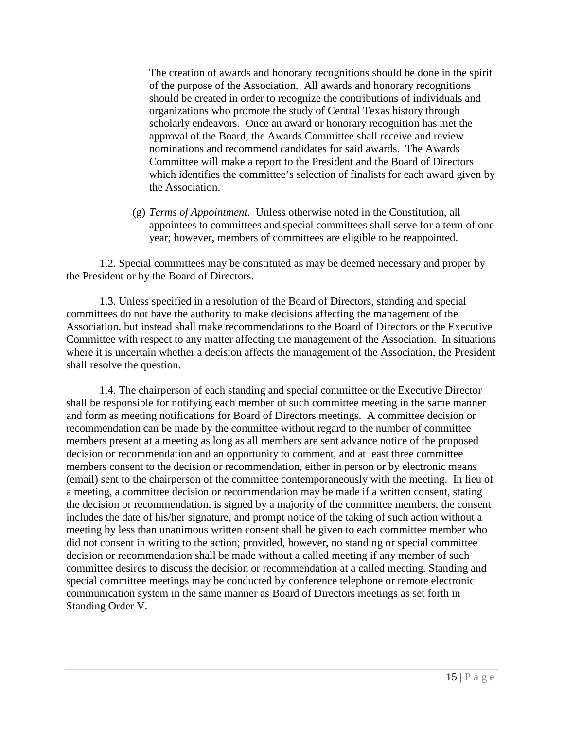The creation of awards and honorary recognitions should be done in the spirit of the purpose of the Association. All awards and honorary recognitions should be created in order to recognize the contributions of individuals and organizations who promote the study of Central Texas history through scholarly endeavors. Once an award or honorary recognition has met the approval of the Board, the Awards Committee shall receive and review nominations and recommend candidates for said awards. The Awards Committee will make a report to the President and the Board of Directors which identifies the committee's selection of finalists for each award given by the Association.

(g) *Terms of Appointment*. Unless otherwise noted in the Constitution, all appointees to committees and special committees shall serve for a term of one year; however, members of committees are eligible to be reappointed.

1.2. Special committees may be constituted as may be deemed necessary and proper by the President or by the Board of Directors.

1.3. Unless specified in a resolution of the Board of Directors, standing and special committees do not have the authority to make decisions affecting the management of the Association, but instead shall make recommendations to the Board of Directors or the Executive Committee with respect to any matter affecting the management of the Association. In situations where it is uncertain whether a decision affects the management of the Association, the President shall resolve the question.

1.4. The chairperson of each standing and special committee or the Executive Director shall be responsible for notifying each member of such committee meeting in the same manner and form as meeting notifications for Board of Directors meetings. A committee decision or recommendation can be made by the committee without regard to the number of committee members present at a meeting as long as all members are sent advance notice of the proposed decision or recommendation and an opportunity to comment, and at least three committee members consent to the decision or recommendation, either in person or by electronic means (email) sent to the chairperson of the committee contemporaneously with the meeting. In lieu of a meeting, a committee decision or recommendation may be made if a written consent, stating the decision or recommendation, is signed by a majority of the committee members, the consent includes the date of his/her signature, and prompt notice of the taking of such action without a meeting by less than unanimous written consent shall be given to each committee member who did not consent in writing to the action; provided, however, no standing or special committee decision or recommendation shall be made without a called meeting if any member of such committee desires to discuss the decision or recommendation at a called meeting. Standing and special committee meetings may be conducted by conference telephone or remote electronic communication system in the same manner as Board of Directors meetings as set forth in Standing Order V.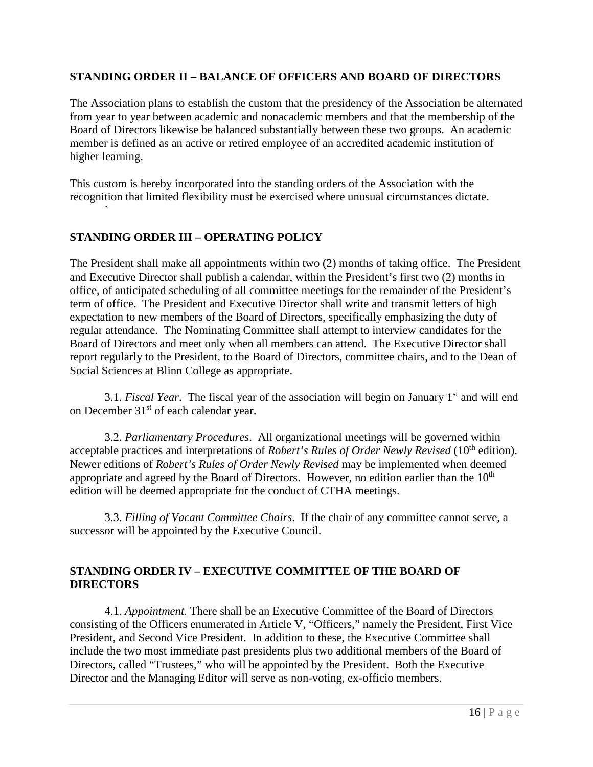## STANDING ORDER II – BALANCE OF OFFICERS AND BOARD OF DIRECTORS

The Association plans to establish the custom that the presidency of the Association be alternated from year to year between academic and nonacademic members and that the membership of the Board of Directors likewise be balanced substantially between these two groups. An academic member is defined as an active or retired employee of an accredited academic institution of higher learning.

This custom is hereby incorporated into the standing orders of the Association with the recognition that limited flexibility must be exercised where unusual circumstances dictate.

## STANDING ORDER III – OPERATING POLICY

The President shall make all appointments within two (2) months of taking office. The President and Executive Director shall publish a calendar, within the President's first two (2) months in office, of anticipated scheduling of all committee meetings for the remainder of the President's term of office. The President and Executive Director shall write and transmit letters of high expectation to new members of the Board of Directors, specifically emphasizing the duty of regular attendance. The Nominating Committee shall attempt to interview candidates for the Board of Directors and meet only when all members can attend. The Executive Director shall report regularly to the President, to the Board of Directors, committee chairs, and to the Dean of Social Sciences at Blinn College as appropriate.

3.1. *Fiscal Year*. The fiscal year of the association will begin on January 1st and will end on December 31st of each calendar year.

3.2. *Parliamentary Procedures*. All organizational meetings will be governed within acceptable practices and interpretations of *Robert's Rules of Order Newly Revised* (10th edition). Newer editions of *Robert's Rules of Order Newly Revised* may be implemented when deemed appropriate and agreed by the Board of Directors. However, no edition earlier than the 10th edition will be deemed appropriate for the conduct of CTHA meetings.

3.3. *Filling of Vacant Committee Chairs*. If the chair of any committee cannot serve, a successor will be appointed by the Executive Council.

## STANDING ORDER IV – EXECUTIVE COMMITTEE OF THE BOARD OF DIRECTORS

4.1. *Appointment.* There shall be an Executive Committee of the Board of Directors consisting of the Officers enumerated in Article V, "Officers," namely the President, First Vice President, and Second Vice President. In addition to these, the Executive Committee shall include the two most immediate past presidents plus two additional members of the Board of Directors, called "Trustees," who will be appointed by the President. Both the Executive Director and the Managing Editor will serve as non-voting, ex-officio members.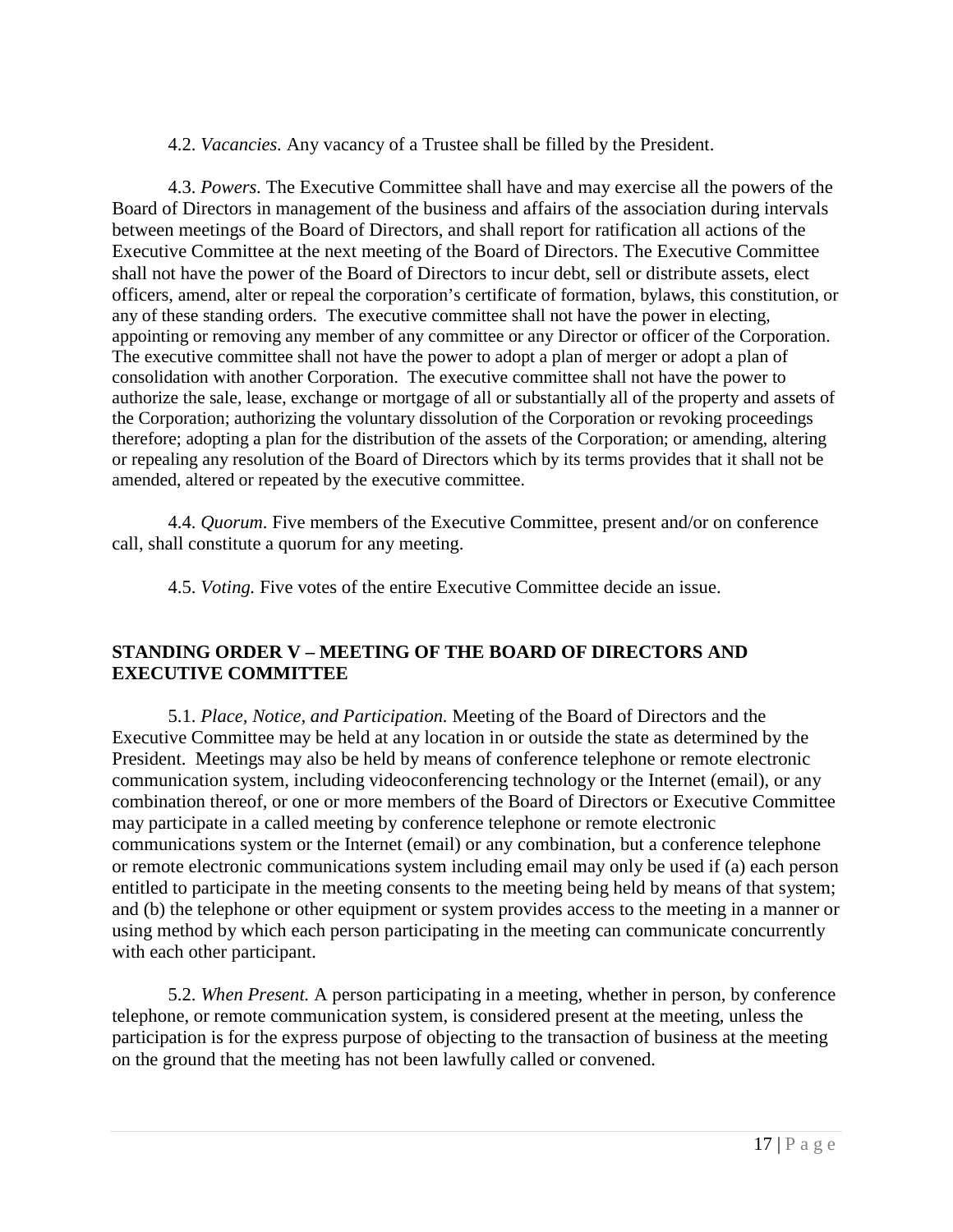4.2. *Vacancies.* Any vacancy of a Trustee shall be filled by the President.

4.3. *Powers.* The Executive Committee shall have and may exercise all the powers of the Board of Directors in management of the business and affairs of the association during intervals between meetings of the Board of Directors, and shall report for ratification all actions of the Executive Committee at the next meeting of the Board of Directors. The Executive Committee shall not have the power of the Board of Directors to incur debt, sell or distribute assets, elect officers, amend, alter or repeal the corporation's certificate of formation, bylaws, this constitution, or any of these standing orders. The executive committee shall not have the power in electing, appointing or removing any member of any committee or any Director or officer of the Corporation. The executive committee shall not have the power to adopt a plan of merger or adopt a plan of consolidation with another Corporation. The executive committee shall not have the power to authorize the sale, lease, exchange or mortgage of all or substantially all of the property and assets of the Corporation; authorizing the voluntary dissolution of the Corporation or revoking proceedings therefore; adopting a plan for the distribution of the assets of the Corporation; or amending, altering or repealing any resolution of the Board of Directors which by its terms provides that it shall not be amended, altered or repeated by the executive committee.

4.4. *Quorum.* Five members of the Executive Committee, present and/or on conference call, shall constitute a quorum for any meeting.

4.5. *Voting.* Five votes of the entire Executive Committee decide an issue.

## STANDING ORDER V – MEETING OF THE BOARD OF DIRECTORS AND EXECUTIVE COMMITTEE

5.1. *Place, Notice, and Participation.* Meeting of the Board of Directors and the Executive Committee may be held at any location in or outside the state as determined by the President. Meetings may also be held by means of conference telephone or remote electronic communication system, including videoconferencing technology or the Internet (email), or any combination thereof, or one or more members of the Board of Directors or Executive Committee may participate in a called meeting by conference telephone or remote electronic communications system or the Internet (email) or any combination, but a conference telephone or remote electronic communications system including email may only be used if (a) each person entitled to participate in the meeting consents to the meeting being held by means of that system; and (b) the telephone or other equipment or system provides access to the meeting in a manner or using method by which each person participating in the meeting can communicate concurrently with each other participant.

5.2. *When Present.* A person participating in a meeting, whether in person, by conference telephone, or remote communication system, is considered present at the meeting, unless the participation is for the express purpose of objecting to the transaction of business at the meeting on the ground that the meeting has not been lawfully called or convened.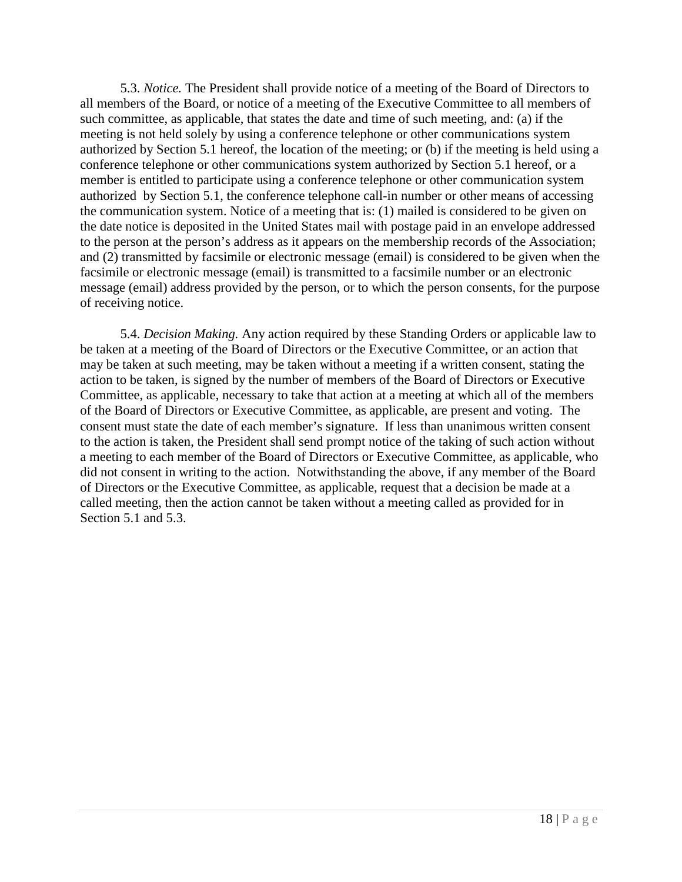5.3. *Notice.* The President shall provide notice of a meeting of the Board of Directors to all members of the Board, or notice of a meeting of the Executive Committee to all members of such committee, as applicable, that states the date and time of such meeting, and: (a) if the meeting is not held solely by using a conference telephone or other communications system authorized by Section 5.1 hereof, the location of the meeting; or (b) if the meeting is held using a conference telephone or other communications system authorized by Section 5.1 hereof, or a member is entitled to participate using a conference telephone or other communication system authorized by Section 5.1, the conference telephone call-in number or other means of accessing the communication system. Notice of a meeting that is: (1) mailed is considered to be given on the date notice is deposited in the United States mail with postage paid in an envelope addressed to the person at the person's address as it appears on the membership records of the Association; and (2) transmitted by facsimile or electronic message (email) is considered to be given when the facsimile or electronic message (email) is transmitted to a facsimile number or an electronic message (email) address provided by the person, or to which the person consents, for the purpose of receiving notice.

5.4. *Decision Making.* Any action required by these Standing Orders or applicable law to be taken at a meeting of the Board of Directors or the Executive Committee, or an action that may be taken at such meeting, may be taken without a meeting if a written consent, stating the action to be taken, is signed by the number of members of the Board of Directors or Executive Committee, as applicable, necessary to take that action at a meeting at which all of the members of the Board of Directors or Executive Committee, as applicable, are present and voting. The consent must state the date of each member's signature. If less than unanimous written consent to the action is taken, the President shall send prompt notice of the taking of such action without a meeting to each member of the Board of Directors or Executive Committee, as applicable, who did not consent in writing to the action. Notwithstanding the above, if any member of the Board of Directors or the Executive Committee, as applicable, request that a decision be made at a called meeting, then the action cannot be taken without a meeting called as provided for in Section 5.1 and 5.3.